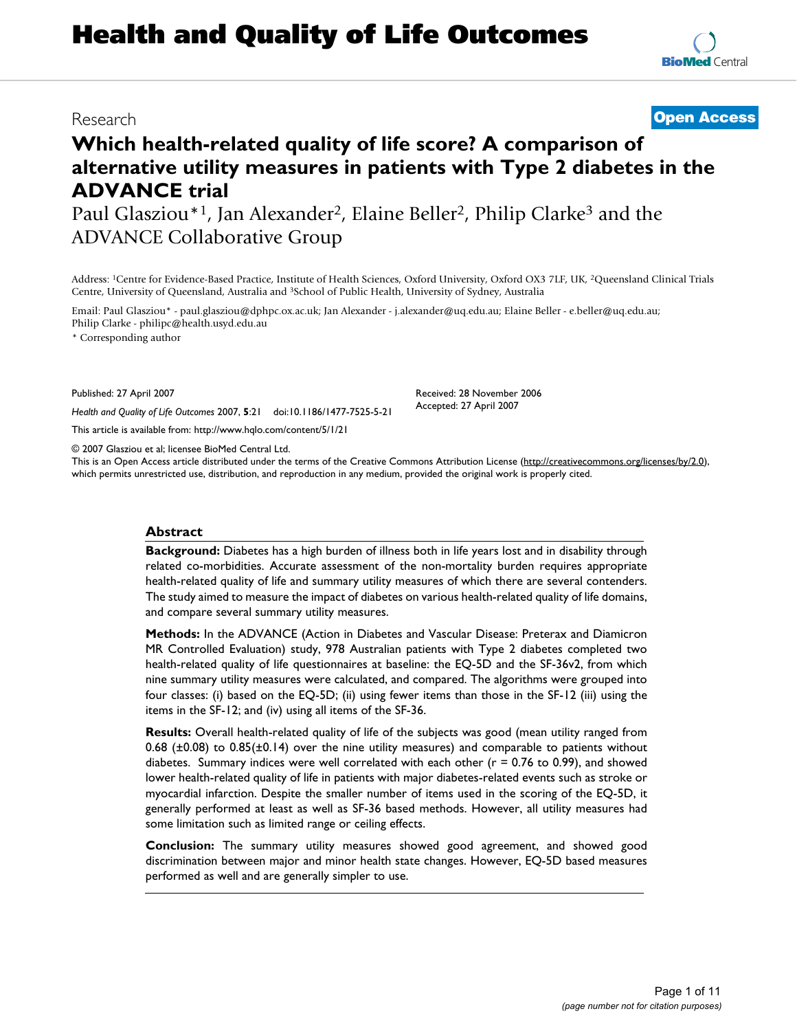Research

**Open Access**

# Which health-related quality of life score? A comparison of alternative utility measures in patients with Type 2 diabetes in the ADVANCE trial

Paul Glasziou*[1], Jan Alexander[2], Elaine Beller[2], Philip Clarke[3] and the ADVANCE Collaborative Group

Address: [1]Centre for Evidence-Based Practice, Institute of Health Sciences, Oxford University, Oxford OX3 7LF, UK, [2]Queensland Clinical Trials Centre, University of Queensland, Australia and [3]School of Public Health, University of Sydney, Australia

Email: Paul Glasziou* - paul.glasziou@dphpc.ox.ac.uk; Jan Alexander - j.alexander@uq.edu.au; Elaine Beller - e.beller@uq.edu.au; Philip Clarke - philipc@health.usyd.edu.au

\* Corresponding author

Published: 27 April 2007

*Health and Quality of Life Outcomes* 2007, **5**:21 doi:10.1186/1477-7525-5-21

This article is available from: http://www.hqlo.com/content/5/1/21

Received: 28 November 2006
Accepted: 27 April 2007

© 2007 Glasziou et al; licensee BioMed Central Ltd.
This is an Open Access article distributed under the terms of the Creative Commons Attribution License (http://creativecommons.org/licenses/by/2.0), which permits unrestricted use, distribution, and reproduction in any medium, provided the original work is properly cited.

## Abstract

**Background:** Diabetes has a high burden of illness both in life years lost and in disability through related co-morbidities. Accurate assessment of the non-mortality burden requires appropriate health-related quality of life and summary utility measures of which there are several contenders. The study aimed to measure the impact of diabetes on various health-related quality of life domains, and compare several summary utility measures.

**Methods:** In the ADVANCE (Action in Diabetes and Vascular Disease: Preterax and Diamicron MR Controlled Evaluation) study, 978 Australian patients with Type 2 diabetes completed two health-related quality of life questionnaires at baseline: the EQ-5D and the SF-36v2, from which nine summary utility measures were calculated, and compared. The algorithms were grouped into four classes: (i) based on the EQ-5D; (ii) using fewer items than those in the SF-12 (iii) using the items in the SF-12; and (iv) using all items of the SF-36.

**Results:** Overall health-related quality of life of the subjects was good (mean utility ranged from 0.68 (±0.08) to 0.85(±0.14) over the nine utility measures) and comparable to patients without diabetes. Summary indices were well correlated with each other (r = 0.76 to 0.99), and showed lower health-related quality of life in patients with major diabetes-related events such as stroke or myocardial infarction. Despite the smaller number of items used in the scoring of the EQ-5D, it generally performed at least as well as SF-36 based methods. However, all utility measures had some limitation such as limited range or ceiling effects.

**Conclusion:** The summary utility measures showed good agreement, and showed good discrimination between major and minor health state changes. However, EQ-5D based measures performed as well and are generally simpler to use.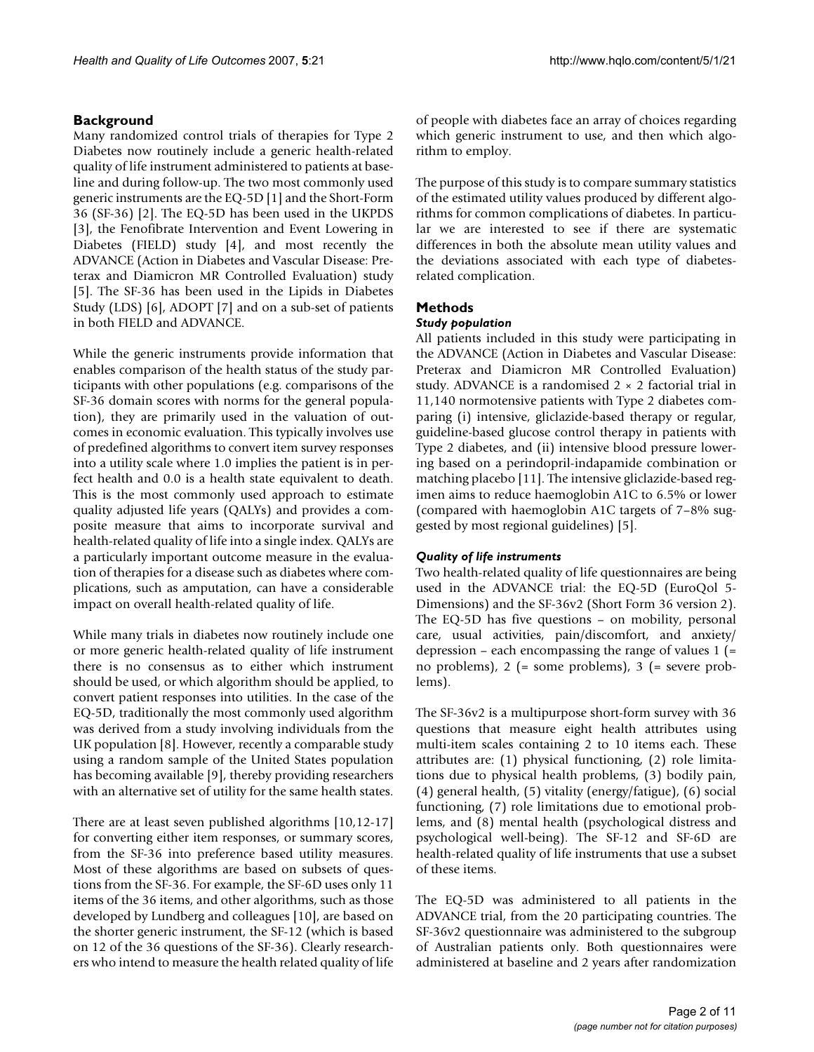## Background

Many randomized control trials of therapies for Type 2 Diabetes now routinely include a generic health-related quality of life instrument administered to patients at baseline and during follow-up. The two most commonly used generic instruments are the EQ-5D [1] and the Short-Form 36 (SF-36) [2]. The EQ-5D has been used in the UKPDS [3], the Fenofibrate Intervention and Event Lowering in Diabetes (FIELD) study [4], and most recently the ADVANCE (Action in Diabetes and Vascular Disease: Preterax and Diamicron MR Controlled Evaluation) study [5]. The SF-36 has been used in the Lipids in Diabetes Study (LDS) [6], ADOPT [7] and on a sub-set of patients in both FIELD and ADVANCE.

While the generic instruments provide information that enables comparison of the health status of the study participants with other populations (e.g. comparisons of the SF-36 domain scores with norms for the general population), they are primarily used in the valuation of outcomes in economic evaluation. This typically involves use of predefined algorithms to convert item survey responses into a utility scale where 1.0 implies the patient is in perfect health and 0.0 is a health state equivalent to death. This is the most commonly used approach to estimate quality adjusted life years (QALYs) and provides a composite measure that aims to incorporate survival and health-related quality of life into a single index. QALYs are a particularly important outcome measure in the evaluation of therapies for a disease such as diabetes where complications, such as amputation, can have a considerable impact on overall health-related quality of life.

While many trials in diabetes now routinely include one or more generic health-related quality of life instrument there is no consensus as to either which instrument should be used, or which algorithm should be applied, to convert patient responses into utilities. In the case of the EQ-5D, traditionally the most commonly used algorithm was derived from a study involving individuals from the UK population [8]. However, recently a comparable study using a random sample of the United States population has becoming available [9], thereby providing researchers with an alternative set of utility for the same health states.

There are at least seven published algorithms [10,12-17] for converting either item responses, or summary scores, from the SF-36 into preference based utility measures. Most of these algorithms are based on subsets of questions from the SF-36. For example, the SF-6D uses only 11 items of the 36 items, and other algorithms, such as those developed by Lundberg and colleagues [10], are based on the shorter generic instrument, the SF-12 (which is based on 12 of the 36 questions of the SF-36). Clearly researchers who intend to measure the health related quality of life of people with diabetes face an array of choices regarding which generic instrument to use, and then which algorithm to employ.

The purpose of this study is to compare summary statistics of the estimated utility values produced by different algorithms for common complications of diabetes. In particular we are interested to see if there are systematic differences in both the absolute mean utility values and the deviations associated with each type of diabetes-related complication.

## Methods

### *Study population*

All patients included in this study were participating in the ADVANCE (Action in Diabetes and Vascular Disease: Preterax and Diamicron MR Controlled Evaluation) study. ADVANCE is a randomised 2 × 2 factorial trial in 11,140 normotensive patients with Type 2 diabetes comparing (i) intensive, gliclazide-based therapy or regular, guideline-based glucose control therapy in patients with Type 2 diabetes, and (ii) intensive blood pressure lowering based on a perindopril-indapamide combination or matching placebo [11]. The intensive gliclazide-based regimen aims to reduce haemoglobin A1C to 6.5% or lower (compared with haemoglobin A1C targets of 7–8% suggested by most regional guidelines) [5].

### *Quality of life instruments*

Two health-related quality of life questionnaires are being used in the ADVANCE trial: the EQ-5D (EuroQol 5-Dimensions) and the SF-36v2 (Short Form 36 version 2). The EQ-5D has five questions – on mobility, personal care, usual activities, pain/discomfort, and anxiety/depression – each encompassing the range of values 1 (= no problems), 2 (= some problems), 3 (= severe problems).

The SF-36v2 is a multipurpose short-form survey with 36 questions that measure eight health attributes using multi-item scales containing 2 to 10 items each. These attributes are: (1) physical functioning, (2) role limitations due to physical health problems, (3) bodily pain, (4) general health, (5) vitality (energy/fatigue), (6) social functioning, (7) role limitations due to emotional problems, and (8) mental health (psychological distress and psychological well-being). The SF-12 and SF-6D are health-related quality of life instruments that use a subset of these items.

The EQ-5D was administered to all patients in the ADVANCE trial, from the 20 participating countries. The SF-36v2 questionnaire was administered to the subgroup of Australian patients only. Both questionnaires were administered at baseline and 2 years after randomization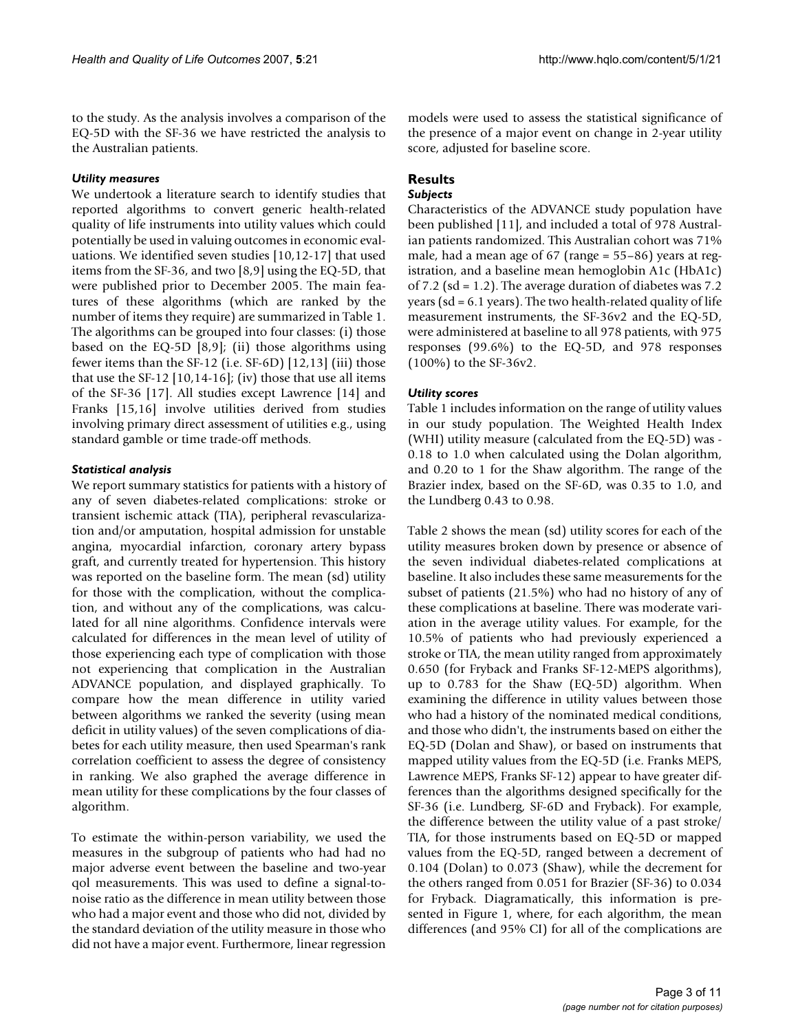to the study. As the analysis involves a comparison of the EQ-5D with the SF-36 we have restricted the analysis to the Australian patients.

### *Utility measures*

We undertook a literature search to identify studies that reported algorithms to convert generic health-related quality of life instruments into utility values which could potentially be used in valuing outcomes in economic evaluations. We identified seven studies [10,12-17] that used items from the SF-36, and two [8,9] using the EQ-5D, that were published prior to December 2005. The main features of these algorithms (which are ranked by the number of items they require) are summarized in Table 1. The algorithms can be grouped into four classes: (i) those based on the EQ-5D [8,9]; (ii) those algorithms using fewer items than the SF-12 (i.e. SF-6D) [12,13] (iii) those that use the SF-12 [10,14-16]; (iv) those that use all items of the SF-36 [17]. All studies except Lawrence [14] and Franks [15,16] involve utilities derived from studies involving primary direct assessment of utilities e.g., using standard gamble or time trade-off methods.

### *Statistical analysis*

We report summary statistics for patients with a history of any of seven diabetes-related complications: stroke or transient ischemic attack (TIA), peripheral revascularization and/or amputation, hospital admission for unstable angina, myocardial infarction, coronary artery bypass graft, and currently treated for hypertension. This history was reported on the baseline form. The mean (sd) utility for those with the complication, without the complication, and without any of the complications, was calculated for all nine algorithms. Confidence intervals were calculated for differences in the mean level of utility of those experiencing each type of complication with those not experiencing that complication in the Australian ADVANCE population, and displayed graphically. To compare how the mean difference in utility varied between algorithms we ranked the severity (using mean deficit in utility values) of the seven complications of diabetes for each utility measure, then used Spearman's rank correlation coefficient to assess the degree of consistency in ranking. We also graphed the average difference in mean utility for these complications by the four classes of algorithm.

To estimate the within-person variability, we used the measures in the subgroup of patients who had had no major adverse event between the baseline and two-year qol measurements. This was used to define a signal-to-noise ratio as the difference in mean utility between those who had a major event and those who did not, divided by the standard deviation of the utility measure in those who did not have a major event. Furthermore, linear regression models were used to assess the statistical significance of the presence of a major event on change in 2-year utility score, adjusted for baseline score.

## Results

### *Subjects*

Characteristics of the ADVANCE study population have been published [11], and included a total of 978 Australian patients randomized. This Australian cohort was 71% male, had a mean age of 67 (range = 55–86) years at registration, and a baseline mean hemoglobin A1c (HbA1c) of 7.2 (sd = 1.2). The average duration of diabetes was 7.2 years (sd = 6.1 years). The two health-related quality of life measurement instruments, the SF-36v2 and the EQ-5D, were administered at baseline to all 978 patients, with 975 responses (99.6%) to the EQ-5D, and 978 responses (100%) to the SF-36v2.

### *Utility scores*

Table 1 includes information on the range of utility values in our study population. The Weighted Health Index (WHI) utility measure (calculated from the EQ-5D) was -0.18 to 1.0 when calculated using the Dolan algorithm, and 0.20 to 1 for the Shaw algorithm. The range of the Brazier index, based on the SF-6D, was 0.35 to 1.0, and the Lundberg 0.43 to 0.98.

Table 2 shows the mean (sd) utility scores for each of the utility measures broken down by presence or absence of the seven individual diabetes-related complications at baseline. It also includes these same measurements for the subset of patients (21.5%) who had no history of any of these complications at baseline. There was moderate variation in the average utility values. For example, for the 10.5% of patients who had previously experienced a stroke or TIA, the mean utility ranged from approximately 0.650 (for Fryback and Franks SF-12-MEPS algorithms), up to 0.783 for the Shaw (EQ-5D) algorithm. When examining the difference in utility values between those who had a history of the nominated medical conditions, and those who didn't, the instruments based on either the EQ-5D (Dolan and Shaw), or based on instruments that mapped utility values from the EQ-5D (i.e. Franks MEPS, Lawrence MEPS, Franks SF-12) appear to have greater differences than the algorithms designed specifically for the SF-36 (i.e. Lundberg, SF-6D and Fryback). For example, the difference between the utility value of a past stroke/TIA, for those instruments based on EQ-5D or mapped values from the EQ-5D, ranged between a decrement of 0.104 (Dolan) to 0.073 (Shaw), while the decrement for the others ranged from 0.051 for Brazier (SF-36) to 0.034 for Fryback. Diagramatically, this information is presented in Figure 1, where, for each algorithm, the mean differences (and 95% CI) for all of the complications are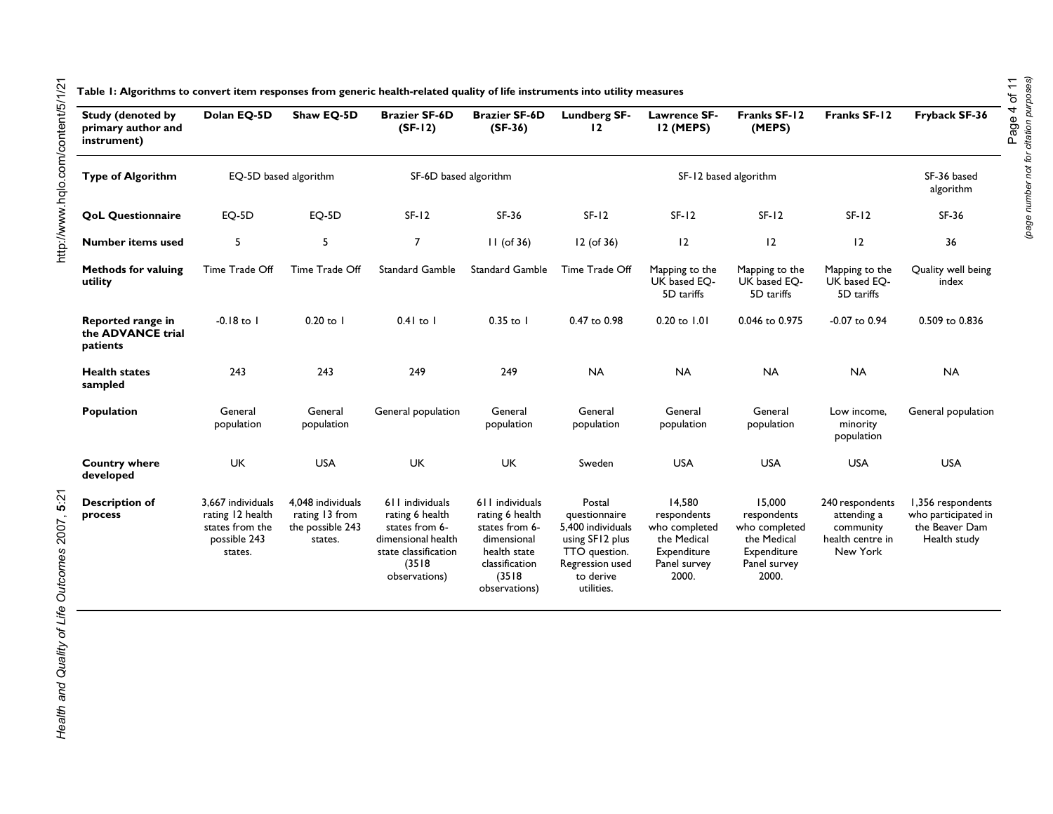**Table 1: Algorithms to convert item responses from generic health-related quality of life instruments into utility measures**

| Study (denoted by primary author and instrument) | Dolan EQ-5D | Shaw EQ-5D | Brazier SF-6D (SF-12) | Brazier SF-6D (SF-36) | Lundberg SF-12 | Lawrence SF-12 (MEPS) | Franks SF-12 (MEPS) | Franks SF-12 | Fryback SF-36 |
| --- | --- | --- | --- | --- | --- | --- | --- | --- | --- |
| **Type of Algorithm** | EQ-5D based algorithm | | SF-6D based algorithm | | SF-12 based algorithm | | | | SF-36 based algorithm |
| **QoL Questionnaire** | EQ-5D | EQ-5D | SF-12 | SF-36 | SF-12 | SF-12 | SF-12 | SF-12 | SF-36 |
| **Number items used** | 5 | 5 | 7 | 11 (of 36) | 12 (of 36) | 12 | 12 | 12 | 36 |
| **Methods for valuing utility** | Time Trade Off | Time Trade Off | Standard Gamble | Standard Gamble | Time Trade Off | Mapping to the UK based EQ-5D tariffs | Mapping to the UK based EQ-5D tariffs | Mapping to the UK based EQ-5D tariffs | Quality well being index |
| **Reported range in the ADVANCE trial patients** | -0.18 to 1 | 0.20 to 1 | 0.41 to 1 | 0.35 to 1 | 0.47 to 0.98 | 0.20 to 1.01 | 0.046 to 0.975 | -0.07 to 0.94 | 0.509 to 0.836 |
| **Health states sampled** | 243 | 243 | 249 | 249 | NA | NA | NA | NA | NA |
| **Population** | General population | General population | General population | General population | General population | General population | General population | Low income, minority population | General population |
| **Country where developed** | UK | USA | UK | UK | Sweden | USA | USA | USA | USA |
| **Description of process** | 3,667 individuals rating 12 health states from the possible 243 states. | 4,048 individuals rating 13 from the possible 243 states. | 611 individuals rating 6 health states from 6-dimensional health state classification (3518 observations) | 611 individuals rating 6 health states from 6-dimensional health state classification (3518 observations) | Postal questionnaire 5,400 individuals using SF12 plus TTO question. Regression used to derive utilities. | 14,580 respondents who completed the Medical Expenditure Panel survey 2000. | 15,000 respondents who completed the Medical Expenditure Panel survey 2000. | 240 respondents attending a community health centre in New York | 1,356 respondents who participated in the Beaver Dam Health study |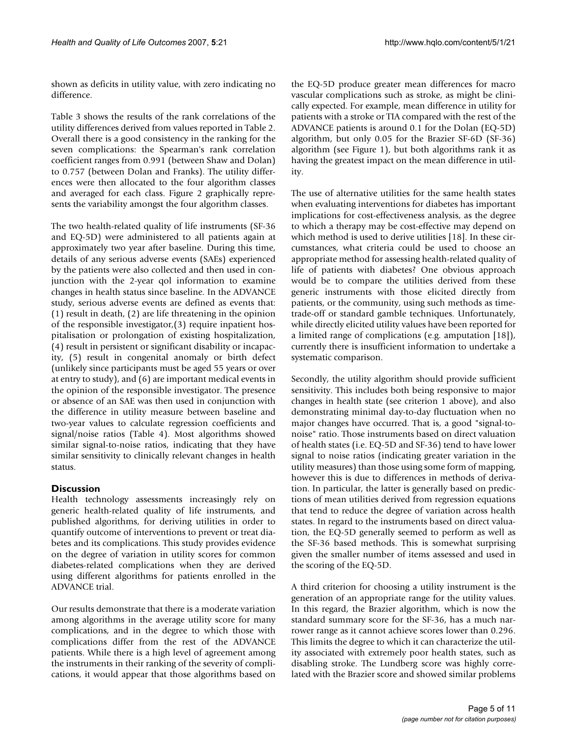shown as deficits in utility value, with zero indicating no difference.

Table 3 shows the results of the rank correlations of the utility differences derived from values reported in Table 2. Overall there is a good consistency in the ranking for the seven complications: the Spearman's rank correlation coefficient ranges from 0.991 (between Shaw and Dolan) to 0.757 (between Dolan and Franks). The utility differences were then allocated to the four algorithm classes and averaged for each class. Figure 2 graphically represents the variability amongst the four algorithm classes.

The two health-related quality of life instruments (SF-36 and EQ-5D) were administered to all patients again at approximately two year after baseline. During this time, details of any serious adverse events (SAEs) experienced by the patients were also collected and then used in conjunction with the 2-year qol information to examine changes in health status since baseline. In the ADVANCE study, serious adverse events are defined as events that: (1) result in death, (2) are life threatening in the opinion of the responsible investigator,(3) require inpatient hospitalisation or prolongation of existing hospitalization, (4) result in persistent or significant disability or incapacity, (5) result in congenital anomaly or birth defect (unlikely since participants must be aged 55 years or over at entry to study), and (6) are important medical events in the opinion of the responsible investigator. The presence or absence of an SAE was then used in conjunction with the difference in utility measure between baseline and two-year values to calculate regression coefficients and signal/noise ratios (Table 4). Most algorithms showed similar signal-to-noise ratios, indicating that they have similar sensitivity to clinically relevant changes in health status.

## Discussion

Health technology assessments increasingly rely on generic health-related quality of life instruments, and published algorithms, for deriving utilities in order to quantify outcome of interventions to prevent or treat diabetes and its complications. This study provides evidence on the degree of variation in utility scores for common diabetes-related complications when they are derived using different algorithms for patients enrolled in the ADVANCE trial.

Our results demonstrate that there is a moderate variation among algorithms in the average utility score for many complications, and in the degree to which those with complications differ from the rest of the ADVANCE patients. While there is a high level of agreement among the instruments in their ranking of the severity of complications, it would appear that those algorithms based on the EQ-5D produce greater mean differences for macro vascular complications such as stroke, as might be clinically expected. For example, mean difference in utility for patients with a stroke or TIA compared with the rest of the ADVANCE patients is around 0.1 for the Dolan (EQ-5D) algorithm, but only 0.05 for the Brazier SF-6D (SF-36) algorithm (see Figure 1), but both algorithms rank it as having the greatest impact on the mean difference in utility.

The use of alternative utilities for the same health states when evaluating interventions for diabetes has important implications for cost-effectiveness analysis, as the degree to which a therapy may be cost-effective may depend on which method is used to derive utilities [18]. In these circumstances, what criteria could be used to choose an appropriate method for assessing health-related quality of life of patients with diabetes? One obvious approach would be to compare the utilities derived from these generic instruments with those elicited directly from patients, or the community, using such methods as time-trade-off or standard gamble techniques. Unfortunately, while directly elicited utility values have been reported for a limited range of complications (e.g. amputation [18]), currently there is insufficient information to undertake a systematic comparison.

Secondly, the utility algorithm should provide sufficient sensitivity. This includes both being responsive to major changes in health state (see criterion 1 above), and also demonstrating minimal day-to-day fluctuation when no major changes have occurred. That is, a good "signal-to-noise" ratio. Those instruments based on direct valuation of health states (i.e. EQ-5D and SF-36) tend to have lower signal to noise ratios (indicating greater variation in the utility measures) than those using some form of mapping, however this is due to differences in methods of derivation. In particular, the latter is generally based on predictions of mean utilities derived from regression equations that tend to reduce the degree of variation across health states. In regard to the instruments based on direct valuation, the EQ-5D generally seemed to perform as well as the SF-36 based methods. This is somewhat surprising given the smaller number of items assessed and used in the scoring of the EQ-5D.

A third criterion for choosing a utility instrument is the generation of an appropriate range for the utility values. In this regard, the Brazier algorithm, which is now the standard summary score for the SF-36, has a much narrower range as it cannot achieve scores lower than 0.296. This limits the degree to which it can characterize the utility associated with extremely poor health states, such as disabling stroke. The Lundberg score was highly correlated with the Brazier score and showed similar problems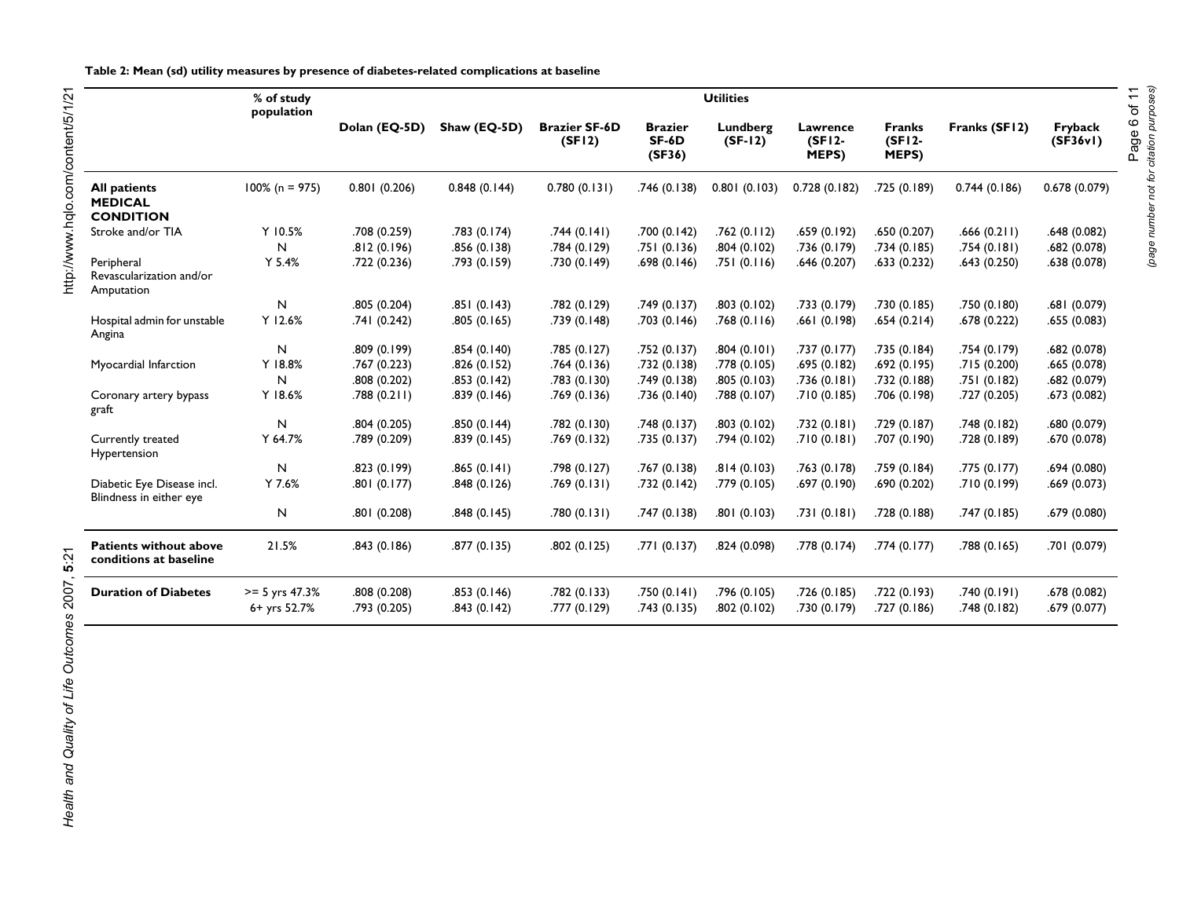**Table 2: Mean (sd) utility measures by presence of diabetes-related complications at baseline**

| | % of study population | Utilities | | | | | | | | |
|---|---|---|---|---|---|---|---|---|---|---|
| | | Dolan (EQ-5D) | Shaw (EQ-5D) | Brazier SF-6D (SF12) | Brazier SF-6D (SF36) | Lundberg (SF-12) | Lawrence (SF12-MEPS) | Franks (SF12-MEPS) | Franks (SF12) | Fryback (SF36v1) |
| **All patients MEDICAL CONDITION** | 100% (n = 975) | 0.801 (0.206) | 0.848 (0.144) | 0.780 (0.131) | .746 (0.138) | 0.801 (0.103) | 0.728 (0.182) | .725 (0.189) | 0.744 (0.186) | 0.678 (0.079) |
| Stroke and/or TIA | Y 10.5% | .708 (0.259) | .783 (0.174) | .744 (0.141) | .700 (0.142) | .762 (0.112) | .659 (0.192) | .650 (0.207) | .666 (0.211) | .648 (0.082) |
| | N | .812 (0.196) | .856 (0.138) | .784 (0.129) | .751 (0.136) | .804 (0.102) | .736 (0.179) | .734 (0.185) | .754 (0.181) | .682 (0.078) |
| Peripheral Revascularization and/or Amputation | Y 5.4% | .722 (0.236) | .793 (0.159) | .730 (0.149) | .698 (0.146) | .751 (0.116) | .646 (0.207) | .633 (0.232) | .643 (0.250) | .638 (0.078) |
| | N | .805 (0.204) | .851 (0.143) | .782 (0.129) | .749 (0.137) | .803 (0.102) | .733 (0.179) | .730 (0.185) | .750 (0.180) | .681 (0.079) |
| Hospital admin for unstable Angina | Y 12.6% | .741 (0.242) | .805 (0.165) | .739 (0.148) | .703 (0.146) | .768 (0.116) | .661 (0.198) | .654 (0.214) | .678 (0.222) | .655 (0.083) |
| | N | .809 (0.199) | .854 (0.140) | .785 (0.127) | .752 (0.137) | .804 (0.101) | .737 (0.177) | .735 (0.184) | .754 (0.179) | .682 (0.078) |
| Myocardial Infarction | Y 18.8% | .767 (0.223) | .826 (0.152) | .764 (0.136) | .732 (0.138) | .778 (0.105) | .695 (0.182) | .692 (0.195) | .715 (0.200) | .665 (0.078) |
| | N | .808 (0.202) | .853 (0.142) | .783 (0.130) | .749 (0.138) | .805 (0.103) | .736 (0.181) | .732 (0.188) | .751 (0.182) | .682 (0.079) |
| Coronary artery bypass graft | Y 18.6% | .788 (0.211) | .839 (0.146) | .769 (0.136) | .736 (0.140) | .788 (0.107) | .710 (0.185) | .706 (0.198) | .727 (0.205) | .673 (0.082) |
| | N | .804 (0.205) | .850 (0.144) | .782 (0.130) | .748 (0.137) | .803 (0.102) | .732 (0.181) | .729 (0.187) | .748 (0.182) | .680 (0.079) |
| Currently treated Hypertension | Y 64.7% | .789 (0.209) | .839 (0.145) | .769 (0.132) | .735 (0.137) | .794 (0.102) | .710 (0.181) | .707 (0.190) | .728 (0.189) | .670 (0.078) |
| | N | .823 (0.199) | .865 (0.141) | .798 (0.127) | .767 (0.138) | .814 (0.103) | .763 (0.178) | .759 (0.184) | .775 (0.177) | .694 (0.080) |
| Diabetic Eye Disease incl. Blindness in either eye | Y 7.6% | .801 (0.177) | .848 (0.126) | .769 (0.131) | .732 (0.142) | .779 (0.105) | .697 (0.190) | .690 (0.202) | .710 (0.199) | .669 (0.073) |
| | N | .801 (0.208) | .848 (0.145) | .780 (0.131) | .747 (0.138) | .801 (0.103) | .731 (0.181) | .728 (0.188) | .747 (0.185) | .679 (0.080) |
| **Patients without above conditions at baseline** | 21.5% | .843 (0.186) | .877 (0.135) | .802 (0.125) | .771 (0.137) | .824 (0.098) | .778 (0.174) | .774 (0.177) | .788 (0.165) | .701 (0.079) |
| **Duration of Diabetes** | >= 5 yrs 47.3% | .808 (0.208) | .853 (0.146) | .782 (0.133) | .750 (0.141) | .796 (0.105) | .726 (0.185) | .722 (0.193) | .740 (0.191) | .678 (0.082) |
| | 6+ yrs 52.7% | .793 (0.205) | .843 (0.142) | .777 (0.129) | .743 (0.135) | .802 (0.102) | .730 (0.179) | .727 (0.186) | .748 (0.182) | .679 (0.077) |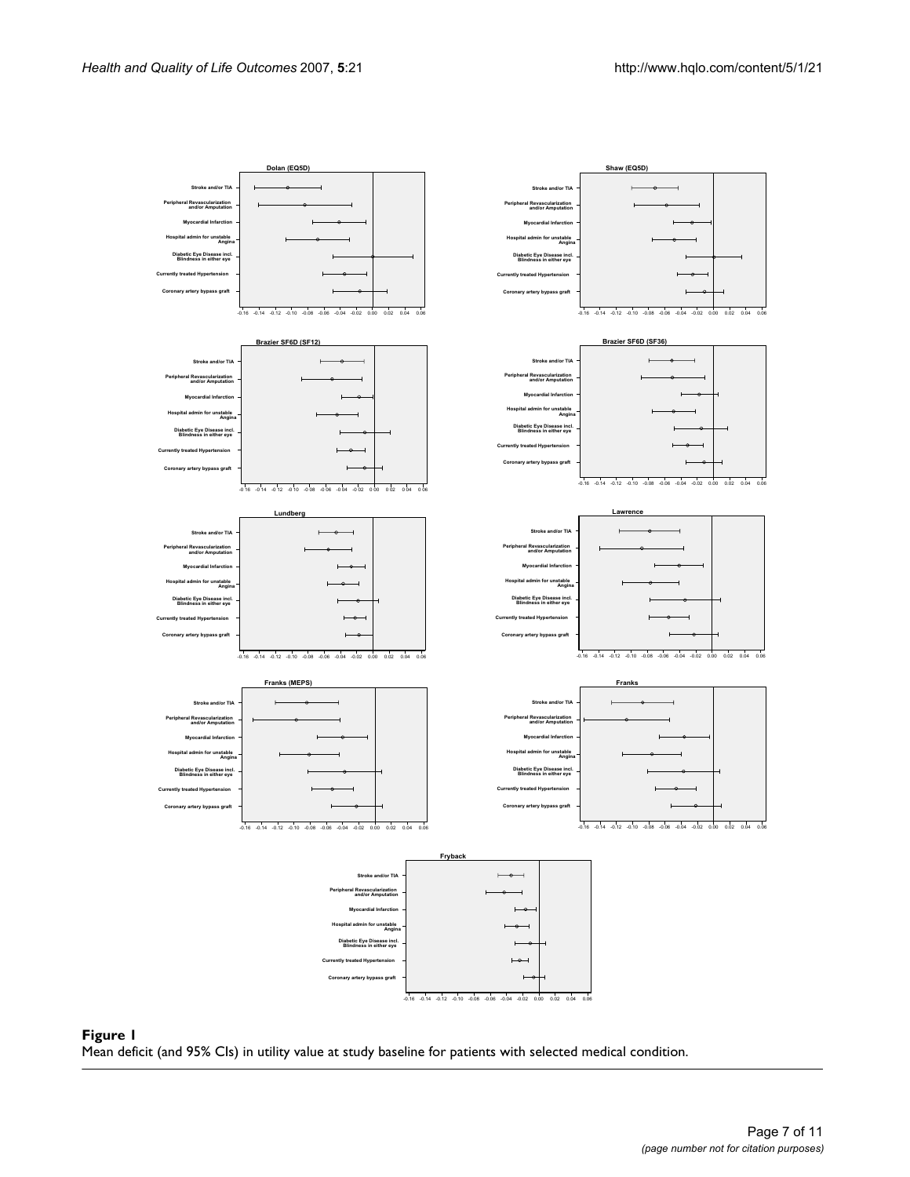**Figure 1**

Mean deficit (and 95% CIs) in utility value at study baseline for patients with selected medical condition.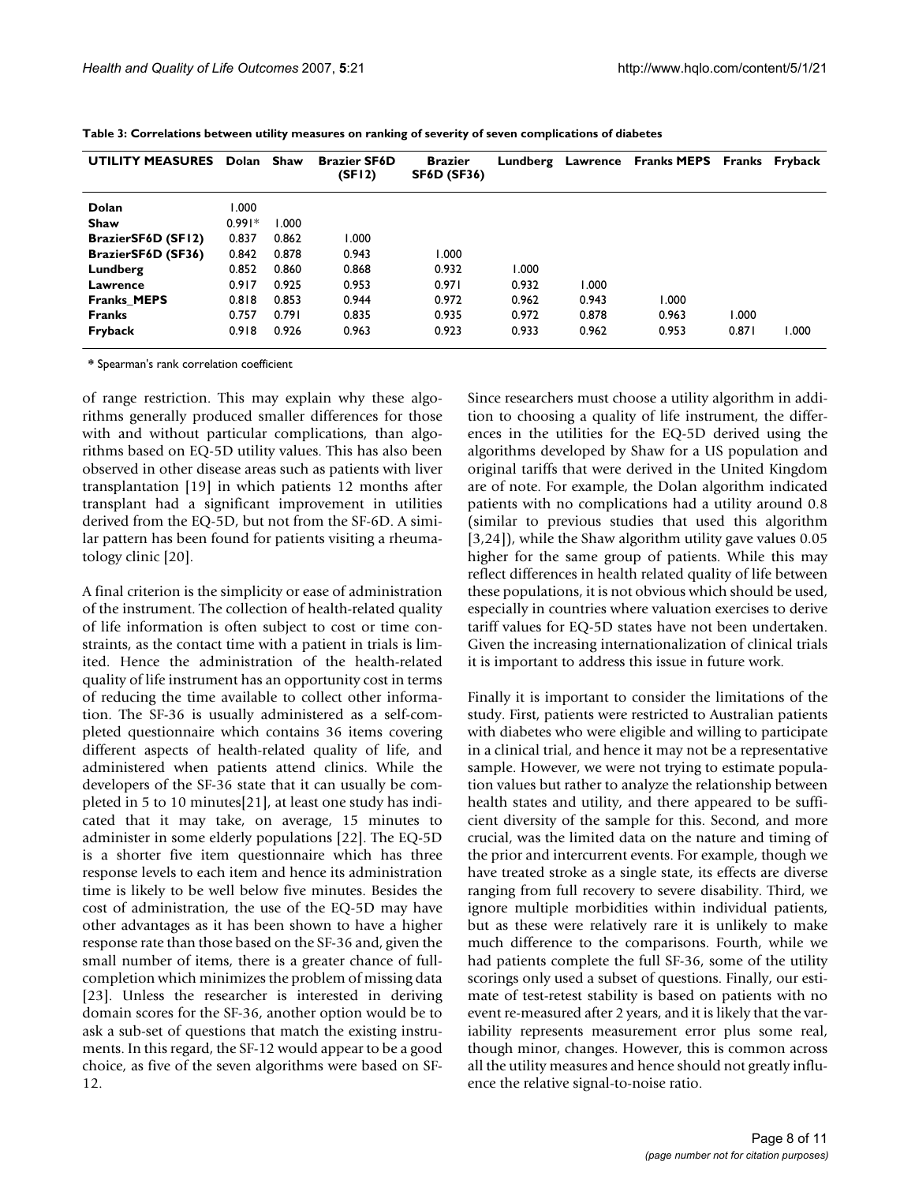**Table 3: Correlations between utility measures on ranking of severity of seven complications of diabetes**

| UTILITY MEASURES | Dolan | Shaw | Brazier SF6D (SF12) | Brazier SF6D (SF36) | Lundberg | Lawrence | Franks MEPS | Franks | Fryback |
|---|---|---|---|---|---|---|---|---|---|
| **Dolan** | 1.000 | | | | | | | | |
| **Shaw** | 0.991* | 1.000 | | | | | | | |
| **BrazierSF6D (SF12)** | 0.837 | 0.862 | 1.000 | | | | | | |
| **BrazierSF6D (SF36)** | 0.842 | 0.878 | 0.943 | 1.000 | | | | | |
| **Lundberg** | 0.852 | 0.860 | 0.868 | 0.932 | 1.000 | | | | |
| **Lawrence** | 0.917 | 0.925 | 0.953 | 0.971 | 0.932 | 1.000 | | | |
| **Franks_MEPS** | 0.818 | 0.853 | 0.944 | 0.972 | 0.962 | 0.943 | 1.000 | | |
| **Franks** | 0.757 | 0.791 | 0.835 | 0.935 | 0.972 | 0.878 | 0.963 | 1.000 | |
| **Fryback** | 0.918 | 0.926 | 0.963 | 0.923 | 0.933 | 0.962 | 0.953 | 0.871 | 1.000 |

* Spearman's rank correlation coefficient

of range restriction. This may explain why these algorithms generally produced smaller differences for those with and without particular complications, than algorithms based on EQ-5D utility values. This has also been observed in other disease areas such as patients with liver transplantation [19] in which patients 12 months after transplant had a significant improvement in utilities derived from the EQ-5D, but not from the SF-6D. A similar pattern has been found for patients visiting a rheumatology clinic [20].

A final criterion is the simplicity or ease of administration of the instrument. The collection of health-related quality of life information is often subject to cost or time constraints, as the contact time with a patient in trials is limited. Hence the administration of the health-related quality of life instrument has an opportunity cost in terms of reducing the time available to collect other information. The SF-36 is usually administered as a self-completed questionnaire which contains 36 items covering different aspects of health-related quality of life, and administered when patients attend clinics. While the developers of the SF-36 state that it can usually be completed in 5 to 10 minutes[21], at least one study has indicated that it may take, on average, 15 minutes to administer in some elderly populations [22]. The EQ-5D is a shorter five item questionnaire which has three response levels to each item and hence its administration time is likely to be well below five minutes. Besides the cost of administration, the use of the EQ-5D may have other advantages as it has been shown to have a higher response rate than those based on the SF-36 and, given the small number of items, there is a greater chance of full-completion which minimizes the problem of missing data [23]. Unless the researcher is interested in deriving domain scores for the SF-36, another option would be to ask a sub-set of questions that match the existing instruments. In this regard, the SF-12 would appear to be a good choice, as five of the seven algorithms were based on SF-12.

Since researchers must choose a utility algorithm in addition to choosing a quality of life instrument, the differences in the utilities for the EQ-5D derived using the algorithms developed by Shaw for a US population and original tariffs that were derived in the United Kingdom are of note. For example, the Dolan algorithm indicated patients with no complications had a utility around 0.8 (similar to previous studies that used this algorithm [3,24]), while the Shaw algorithm utility gave values 0.05 higher for the same group of patients. While this may reflect differences in health related quality of life between these populations, it is not obvious which should be used, especially in countries where valuation exercises to derive tariff values for EQ-5D states have not been undertaken. Given the increasing internationalization of clinical trials it is important to address this issue in future work.

Finally it is important to consider the limitations of the study. First, patients were restricted to Australian patients with diabetes who were eligible and willing to participate in a clinical trial, and hence it may not be a representative sample. However, we were not trying to estimate population values but rather to analyze the relationship between health states and utility, and there appeared to be sufficient diversity of the sample for this. Second, and more crucial, was the limited data on the nature and timing of the prior and intercurrent events. For example, though we have treated stroke as a single state, its effects are diverse ranging from full recovery to severe disability. Third, we ignore multiple morbidities within individual patients, but as these were relatively rare it is unlikely to make much difference to the comparisons. Fourth, while we had patients complete the full SF-36, some of the utility scorings only used a subset of questions. Finally, our estimate of test-retest stability is based on patients with no event re-measured after 2 years, and it is likely that the variability represents measurement error plus some real, though minor, changes. However, this is common across all the utility measures and hence should not greatly influence the relative signal-to-noise ratio.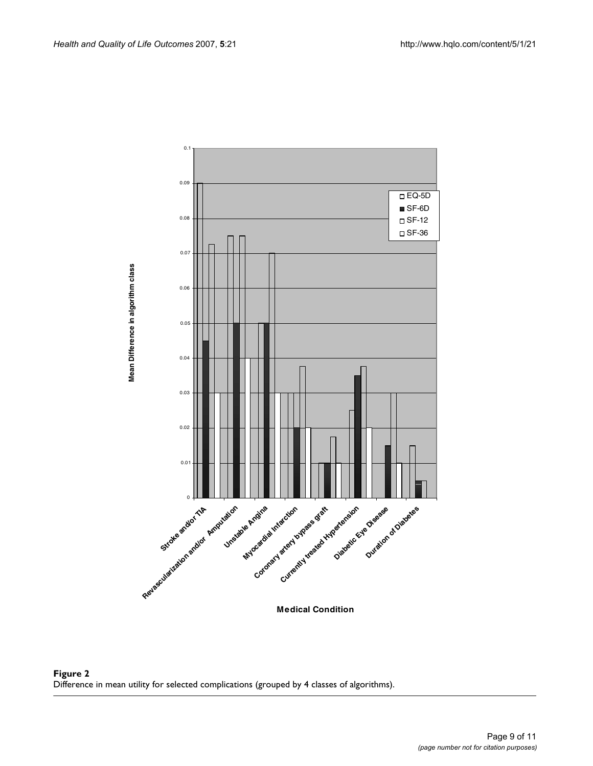**Figure 2**
Difference in mean utility for selected complications (grouped by 4 classes of algorithms).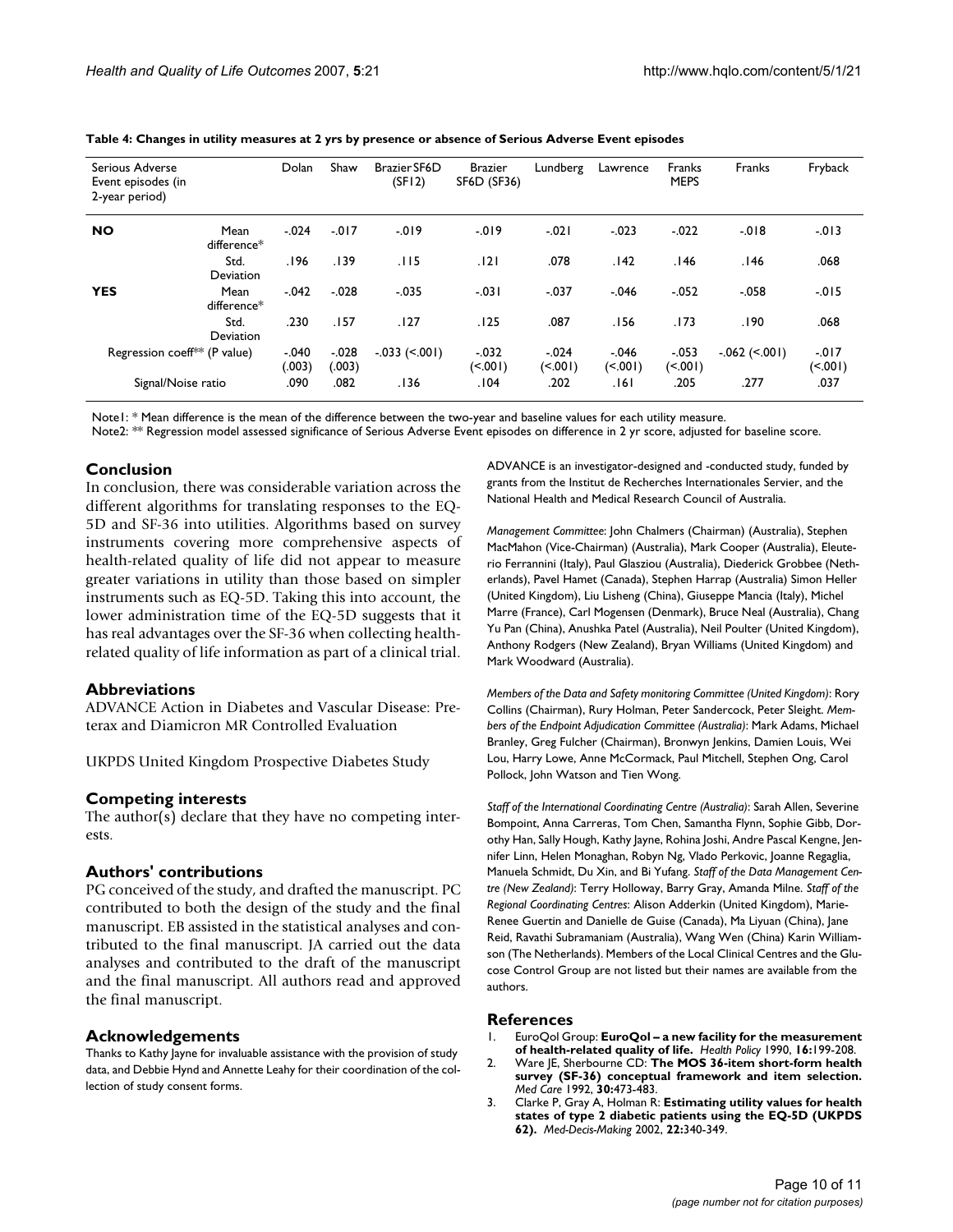**Table 4: Changes in utility measures at 2 yrs by presence or absence of Serious Adverse Event episodes**

| Serious Adverse Event episodes (in 2-year period) | | Dolan | Shaw | Brazier SF6D (SF12) | Brazier SF6D (SF36) | Lundberg | Lawrence | Franks MEPS | Franks | Fryback |
|---|---|---|---|---|---|---|---|---|---|---|
| **NO** | Mean difference* | -.024 | -.017 | -.019 | -.019 | -.021 | -.023 | -.022 | -.018 | -.013 |
| | Std. Deviation | .196 | .139 | .115 | .121 | .078 | .142 | .146 | .146 | .068 |
| **YES** | Mean difference* | -.042 | -.028 | -.035 | -.031 | -.037 | -.046 | -.052 | -.058 | -.015 |
| | Std. Deviation | .230 | .157 | .127 | .125 | .087 | .156 | .173 | .190 | .068 |
| Regression coeff** (P value) | | -.040 (.003) | -.028 (.003) | -.033 (<.001) | -.032 (<.001) | -.024 (<.001) | -.046 (<.001) | -.053 (<.001) | -.062 (<.001) | -.017 (<.001) |
| Signal/Noise ratio | | .090 | .082 | .136 | .104 | .202 | .161 | .205 | .277 | .037 |

Note1: * Mean difference is the mean of the difference between the two-year and baseline values for each utility measure.
Note2: ** Regression model assessed significance of Serious Adverse Event episodes on difference in 2 yr score, adjusted for baseline score.

## Conclusion

In conclusion, there was considerable variation across the different algorithms for translating responses to the EQ-5D and SF-36 into utilities. Algorithms based on survey instruments covering more comprehensive aspects of health-related quality of life did not appear to measure greater variations in utility than those based on simpler instruments such as EQ-5D. Taking this into account, the lower administration time of the EQ-5D suggests that it has real advantages over the SF-36 when collecting health-related quality of life information as part of a clinical trial.

## Abbreviations

ADVANCE Action in Diabetes and Vascular Disease: Preterax and Diamicron MR Controlled Evaluation

UKPDS United Kingdom Prospective Diabetes Study

## Competing interests

The author(s) declare that they have no competing interests.

## Authors' contributions

PG conceived of the study, and drafted the manuscript. PC contributed to both the design of the study and the final manuscript. EB assisted in the statistical analyses and contributed to the final manuscript. JA carried out the data analyses and contributed to the draft of the manuscript and the final manuscript. All authors read and approved the final manuscript.

## Acknowledgements

Thanks to Kathy Jayne for invaluable assistance with the provision of study data, and Debbie Hynd and Annette Leahy for their coordination of the collection of study consent forms.

ADVANCE is an investigator-designed and -conducted study, funded by grants from the Institut de Recherches Internationales Servier, and the National Health and Medical Research Council of Australia.

*Management Committee*: John Chalmers (Chairman) (Australia), Stephen MacMahon (Vice-Chairman) (Australia), Mark Cooper (Australia), Eleuterio Ferrannini (Italy), Paul Glasziou (Australia), Diederick Grobbee (Netherlands), Pavel Hamet (Canada), Stephen Harrap (Australia) Simon Heller (United Kingdom), Liu Lisheng (China), Giuseppe Mancia (Italy), Michel Marre (France), Carl Mogensen (Denmark), Bruce Neal (Australia), Chang Yu Pan (China), Anushka Patel (Australia), Neil Poulter (United Kingdom), Anthony Rodgers (New Zealand), Bryan Williams (United Kingdom) and Mark Woodward (Australia).

*Members of the Data and Safety monitoring Committee (United Kingdom)*: Rory Collins (Chairman), Rury Holman, Peter Sandercock, Peter Sleight. *Members of the Endpoint Adjudication Committee (Australia)*: Mark Adams, Michael Branley, Greg Fulcher (Chairman), Bronwyn Jenkins, Damien Louis, Wei Lou, Harry Lowe, Anne McCormack, Paul Mitchell, Stephen Ong, Carol Pollock, John Watson and Tien Wong.

*Staff of the International Coordinating Centre (Australia)*: Sarah Allen, Severine Bompoint, Anna Carreras, Tom Chen, Samantha Flynn, Sophie Gibb, Dorothy Han, Sally Hough, Kathy Jayne, Rohina Joshi, Andre Pascal Kengne, Jennifer Linn, Helen Monaghan, Robyn Ng, Vlado Perkovic, Joanne Regaglia, Manuela Schmidt, Du Xin, and Bi Yufang. *Staff of the Data Management Centre (New Zealand)*: Terry Holloway, Barry Gray, Amanda Milne. *Staff of the Regional Coordinating Centres*: Alison Adderkin (United Kingdom), Marie-Renee Guertin and Danielle de Guise (Canada), Ma Liyuan (China), Jane Reid, Ravathi Subramaniam (Australia), Wang Wen (China) Karin Williamson (The Netherlands). Members of the Local Clinical Centres and the Glucose Control Group are not listed but their names are available from the authors.

## References

1. EuroQol Group: **EuroQol – a new facility for the measurement of health-related quality of life.** *Health Policy* 1990, **16:**199-208.
2. Ware JE, Sherbourne CD: **The MOS 36-item short-form health survey (SF-36) conceptual framework and item selection.** *Med Care* 1992, **30:**473-483.
3. Clarke P, Gray A, Holman R: **Estimating utility values for health states of type 2 diabetic patients using the EQ-5D (UKPDS 62).** *Med-Decis-Making* 2002, **22:**340-349.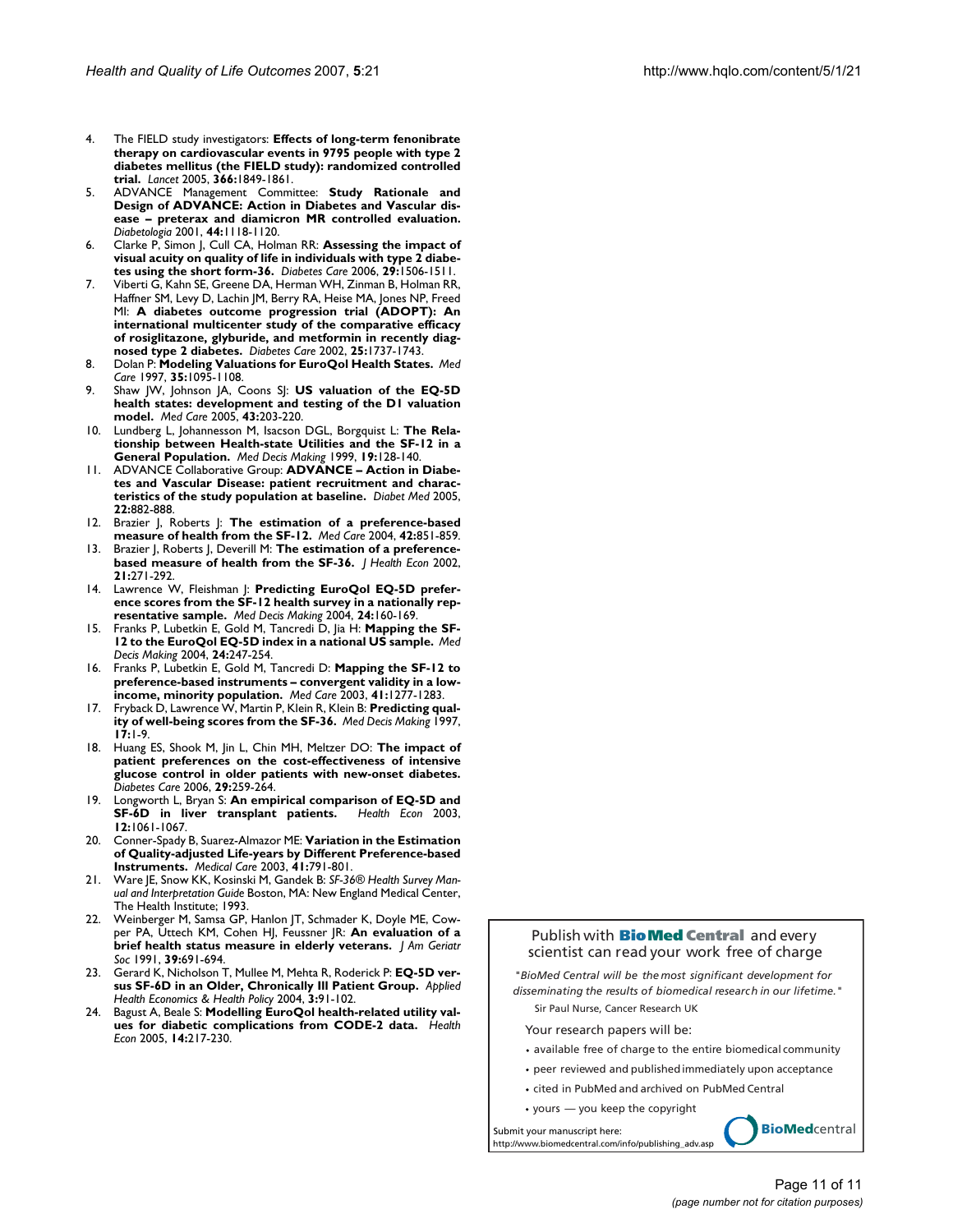4. The FIELD study investigators: **Effects of long-term fenonibrate therapy on cardiovascular events in 9795 people with type 2 diabetes mellitus (the FIELD study): randomized controlled trial.** *Lancet* 2005, **366:**1849-1861.
5. ADVANCE Management Committee: **Study Rationale and Design of ADVANCE: Action in Diabetes and Vascular disease – preterax and diamicron MR controlled evaluation.** *Diabetologia* 2001, **44:**1118-1120.
6. Clarke P, Simon J, Cull CA, Holman RR: **Assessing the impact of visual acuity on quality of life in individuals with type 2 diabetes using the short form-36.** *Diabetes Care* 2006, **29:**1506-1511.
7. Viberti G, Kahn SE, Greene DA, Herman WH, Zinman B, Holman RR, Haffner SM, Levy D, Lachin JM, Berry RA, Heise MA, Jones NP, Freed MI: **A diabetes outcome progression trial (ADOPT): An international multicenter study of the comparative efficacy of rosiglitazone, glyburide, and metformin in recently diagnosed type 2 diabetes.** *Diabetes Care* 2002, **25:**1737-1743.
8. Dolan P: **Modeling Valuations for EuroQol Health States.** *Med Care* 1997, **35:**1095-1108.
9. Shaw JW, Johnson JA, Coons SJ: **US valuation of the EQ-5D health states: development and testing of the D1 valuation model.** *Med Care* 2005, **43:**203-220.
10. Lundberg L, Johannesson M, Isacson DGL, Borgquist L: **The Relationship between Health-state Utilities and the SF-12 in a General Population.** *Med Decis Making* 1999, **19:**128-140.
11. ADVANCE Collaborative Group: **ADVANCE – Action in Diabetes and Vascular Disease: patient recruitment and characteristics of the study population at baseline.** *Diabet Med* 2005, **22:**882-888.
12. Brazier J, Roberts J: **The estimation of a preference-based measure of health from the SF-12.** *Med Care* 2004, **42:**851-859.
13. Brazier J, Roberts J, Deverill M: **The estimation of a preference-based measure of health from the SF-36.** *J Health Econ* 2002, **21:**271-292.
14. Lawrence W, Fleishman J: **Predicting EuroQol EQ-5D preference scores from the SF-12 health survey in a nationally representative sample.** *Med Decis Making* 2004, **24:**160-169.
15. Franks P, Lubetkin E, Gold M, Tancredi D, Jia H: **Mapping the SF-12 to the EuroQol EQ-5D index in a national US sample.** *Med Decis Making* 2004, **24:**247-254.
16. Franks P, Lubetkin E, Gold M, Tancredi D: **Mapping the SF-12 to preference-based instruments – convergent validity in a low-income, minority population.** *Med Care* 2003, **41:**1277-1283.
17. Fryback D, Lawrence W, Martin P, Klein R, Klein B: **Predicting quality of well-being scores from the SF-36.** *Med Decis Making* 1997, **17:**1-9.
18. Huang ES, Shook M, Jin L, Chin MH, Meltzer DO: **The impact of patient preferences on the cost-effectiveness of intensive glucose control in older patients with new-onset diabetes.** *Diabetes Care* 2006, **29:**259-264.
19. Longworth L, Bryan S: **An empirical comparison of EQ-5D and SF-6D in liver transplant patients.** *Health Econ* 2003, **12:**1061-1067.
20. Conner-Spady B, Suarez-Almazor ME: **Variation in the Estimation of Quality-adjusted Life-years by Different Preference-based Instruments.** *Medical Care* 2003, **41:**791-801.
21. Ware JE, Snow KK, Kosinski M, Gandek B: *SF-36® Health Survey Manual and Interpretation Guide* Boston, MA: New England Medical Center, The Health Institute; 1993.
22. Weinberger M, Samsa GP, Hanlon JT, Schmader K, Doyle ME, Cowper PA, Uttech KM, Cohen HJ, Feussner JR: **An evaluation of a brief health status measure in elderly veterans.** *J Am Geriatr Soc* 1991, **39:**691-694.
23. Gerard K, Nicholson T, Mullee M, Mehta R, Roderick P: **EQ-5D versus SF-6D in an Older, Chronically Ill Patient Group.** *Applied Health Economics & Health Policy* 2004, **3:**91-102.
24. Bagust A, Beale S: **Modelling EuroQol health-related utility values for diabetic complications from CODE-2 data.** *Health Econ* 2005, **14:**217-230.

Publish with **BioMed Central** and every scientist can read your work free of charge

*"BioMed Central will be the most significant development for disseminating the results of biomedical research in our lifetime."*
Sir Paul Nurse, Cancer Research UK

Your research papers will be:

- available free of charge to the entire biomedical community
- peer reviewed and published immediately upon acceptance
- cited in PubMed and archived on PubMed Central
- yours — you keep the copyright

Submit your manuscript here:
http://www.biomedcentral.com/info/publishing_adv.asp

**BioMed**central